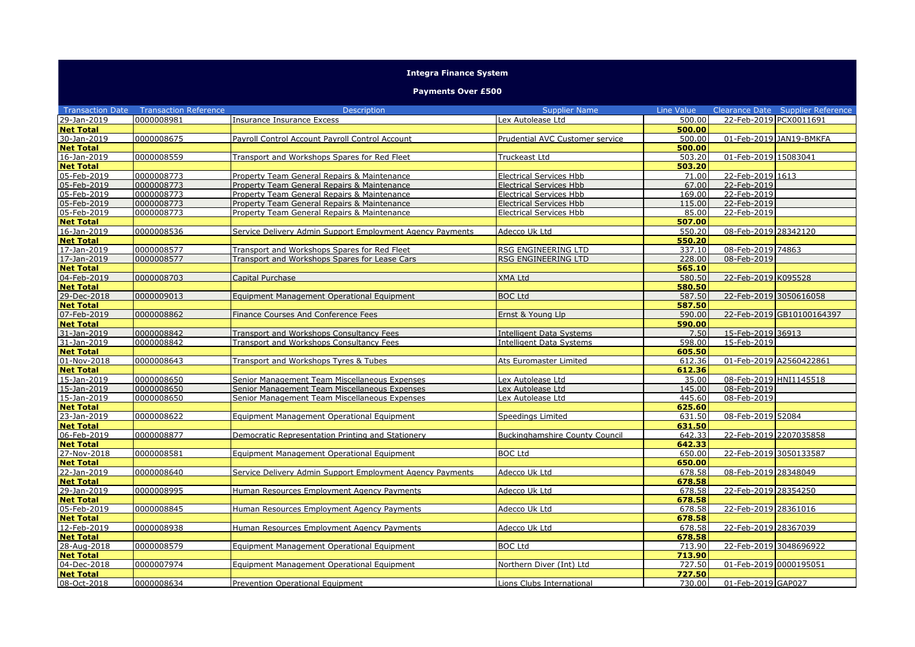# Integra Finance System

## Payments Over £500

| Transaction Date | Transaction Reference | Description | Supplier Name | Line Value | Clearance Date | Supplier Reference |
|---|---|---|---|---|---|---|
| 29-Jan-2019 | 0000008981 | Insurance Insurance Excess | Lex Autolease Ltd | 500.00 | 22-Feb-2019 | PCX0011691 |
| **Net Total** | | | | **500.00** | | |
| 30-Jan-2019 | 0000008675 | Payroll Control Account Payroll Control Account | Prudential AVC Customer service | 500.00 | 01-Feb-2019 | JAN19-BMKFA |
| **Net Total** | | | | **500.00** | | |
| 16-Jan-2019 | 0000008559 | Transport and Workshops Spares for Red Fleet | Truckeast Ltd | 503.20 | 01-Feb-2019 | 15083041 |
| **Net Total** | | | | **503.20** | | |
| 05-Feb-2019 | 0000008773 | Property Team General Repairs & Maintenance | Electrical Services Hbb | 71.00 | 22-Feb-2019 | 1613 |
| 05-Feb-2019 | 0000008773 | Property Team General Repairs & Maintenance | Electrical Services Hbb | 67.00 | 22-Feb-2019 | |
| 05-Feb-2019 | 0000008773 | Property Team General Repairs & Maintenance | Electrical Services Hbb | 169.00 | 22-Feb-2019 | |
| 05-Feb-2019 | 0000008773 | Property Team General Repairs & Maintenance | Electrical Services Hbb | 115.00 | 22-Feb-2019 | |
| 05-Feb-2019 | 0000008773 | Property Team General Repairs & Maintenance | Electrical Services Hbb | 85.00 | 22-Feb-2019 | |
| **Net Total** | | | | **507.00** | | |
| 16-Jan-2019 | 0000008536 | Service Delivery Admin Support Employment Agency Payments | Adecco Uk Ltd | 550.20 | 08-Feb-2019 | 28342120 |
| **Net Total** | | | | **550.20** | | |
| 17-Jan-2019 | 0000008577 | Transport and Workshops Spares for Red Fleet | RSG ENGINEERING LTD | 337.10 | 08-Feb-2019 | 74863 |
| 17-Jan-2019 | 0000008577 | Transport and Workshops Spares for Lease Cars | RSG ENGINEERING LTD | 228.00 | 08-Feb-2019 | |
| **Net Total** | | | | **565.10** | | |
| 04-Feb-2019 | 0000008703 | Capital Purchase | XMA Ltd | 580.50 | 22-Feb-2019 | K095528 |
| **Net Total** | | | | **580.50** | | |
| 29-Dec-2018 | 0000009013 | Equipment Management Operational Equipment | BOC Ltd | 587.50 | 22-Feb-2019 | 3050616058 |
| **Net Total** | | | | **587.50** | | |
| 07-Feb-2019 | 0000008862 | Finance Courses And Conference Fees | Ernst & Young Llp | 590.00 | 22-Feb-2019 | GB10100164397 |
| **Net Total** | | | | **590.00** | | |
| 31-Jan-2019 | 0000008842 | Transport and Workshops Consultancy Fees | Intelligent Data Systems | 7.50 | 15-Feb-2019 | 36913 |
| 31-Jan-2019 | 0000008842 | Transport and Workshops Consultancy Fees | Intelligent Data Systems | 598.00 | 15-Feb-2019 | |
| **Net Total** | | | | **605.50** | | |
| 01-Nov-2018 | 0000008643 | Transport and Workshops Tyres & Tubes | Ats Euromaster Limited | 612.36 | 01-Feb-2019 | A2560422861 |
| **Net Total** | | | | **612.36** | | |
| 15-Jan-2019 | 0000008650 | Senior Management Team Miscellaneous Expenses | Lex Autolease Ltd | 35.00 | 08-Feb-2019 | HNI1145518 |
| 15-Jan-2019 | 0000008650 | Senior Management Team Miscellaneous Expenses | Lex Autolease Ltd | 145.00 | 08-Feb-2019 | |
| 15-Jan-2019 | 0000008650 | Senior Management Team Miscellaneous Expenses | Lex Autolease Ltd | 445.60 | 08-Feb-2019 | |
| **Net Total** | | | | **625.60** | | |
| 23-Jan-2019 | 0000008622 | Equipment Management Operational Equipment | Speedings Limited | 631.50 | 08-Feb-2019 | 52084 |
| **Net Total** | | | | **631.50** | | |
| 06-Feb-2019 | 0000008877 | Democratic Representation Printing and Stationery | Buckinghamshire County Council | 642.33 | 22-Feb-2019 | 2207035858 |
| **Net Total** | | | | **642.33** | | |
| 27-Nov-2018 | 0000008581 | Equipment Management Operational Equipment | BOC Ltd | 650.00 | 22-Feb-2019 | 3050133587 |
| **Net Total** | | | | **650.00** | | |
| 22-Jan-2019 | 0000008640 | Service Delivery Admin Support Employment Agency Payments | Adecco Uk Ltd | 678.58 | 08-Feb-2019 | 28348049 |
| **Net Total** | | | | **678.58** | | |
| 29-Jan-2019 | 0000008995 | Human Resources Employment Agency Payments | Adecco Uk Ltd | 678.58 | 22-Feb-2019 | 28354250 |
| **Net Total** | | | | **678.58** | | |
| 05-Feb-2019 | 0000008845 | Human Resources Employment Agency Payments | Adecco Uk Ltd | 678.58 | 22-Feb-2019 | 28361016 |
| **Net Total** | | | | **678.58** | | |
| 12-Feb-2019 | 0000008938 | Human Resources Employment Agency Payments | Adecco Uk Ltd | 678.58 | 22-Feb-2019 | 28367039 |
| **Net Total** | | | | **678.58** | | |
| 28-Aug-2018 | 0000008579 | Equipment Management Operational Equipment | BOC Ltd | 713.90 | 22-Feb-2019 | 3048696922 |
| **Net Total** | | | | **713.90** | | |
| 04-Dec-2018 | 0000007974 | Equipment Management Operational Equipment | Northern Diver (Int) Ltd | 727.50 | 01-Feb-2019 | 0000195051 |
| **Net Total** | | | | **727.50** | | |
| 08-Oct-2018 | 0000008634 | Prevention Operational Equipment | Lions Clubs International | 730.00 | 01-Feb-2019 | GAP027 |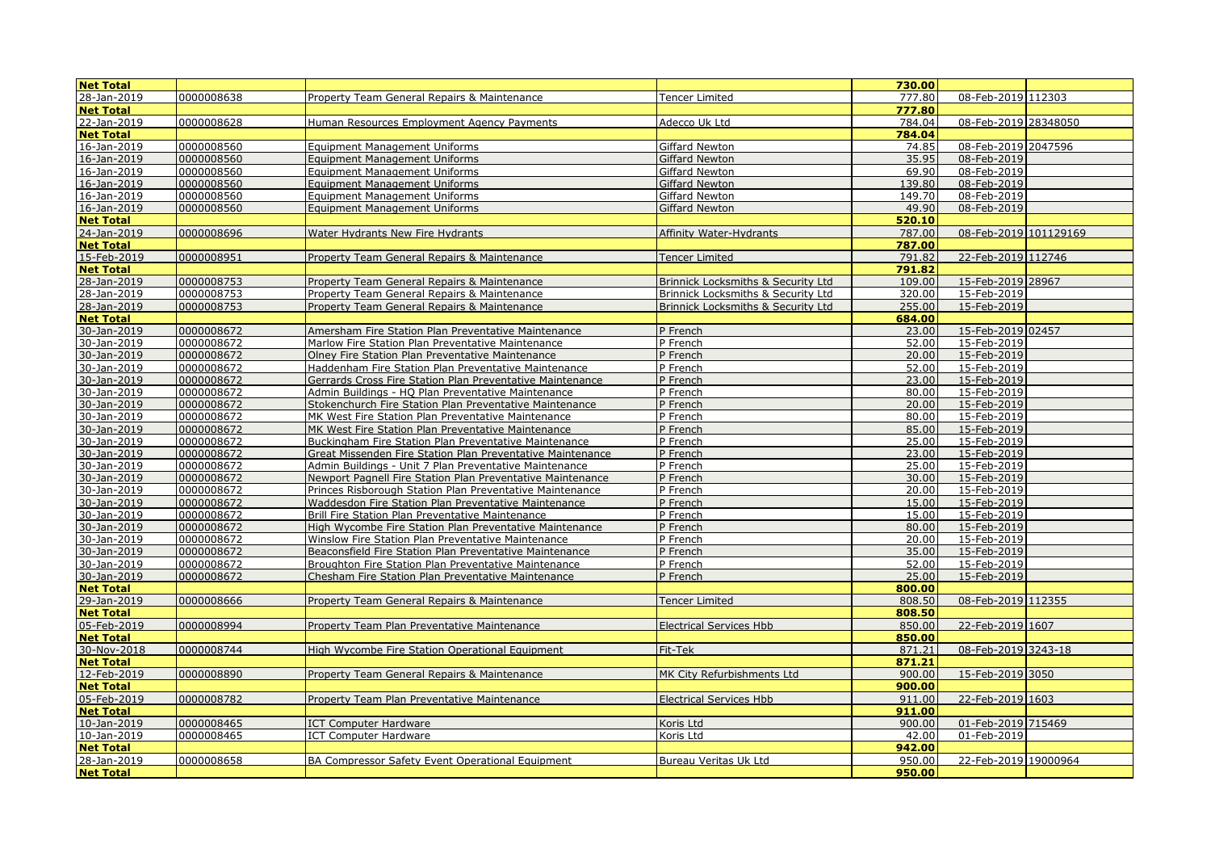| Net Total | | | | 730.00 | | |
|---|---|---|---|---|---|---|
| 28-Jan-2019 | 0000008638 | Property Team General Repairs & Maintenance | Tencer Limited | 777.80 | 08-Feb-2019 | 112303 |
| Net Total | | | | 777.80 | | |
| 22-Jan-2019 | 0000008628 | Human Resources Employment Agency Payments | Adecco Uk Ltd | 784.04 | 08-Feb-2019 | 28348050 |
| Net Total | | | | 784.04 | | |
| 16-Jan-2019 | 0000008560 | Equipment Management Uniforms | Giffard Newton | 74.85 | 08-Feb-2019 | 2047596 |
| 16-Jan-2019 | 0000008560 | Equipment Management Uniforms | Giffard Newton | 35.95 | 08-Feb-2019 | |
| 16-Jan-2019 | 0000008560 | Equipment Management Uniforms | Giffard Newton | 69.90 | 08-Feb-2019 | |
| 16-Jan-2019 | 0000008560 | Equipment Management Uniforms | Giffard Newton | 139.80 | 08-Feb-2019 | |
| 16-Jan-2019 | 0000008560 | Equipment Management Uniforms | Giffard Newton | 149.70 | 08-Feb-2019 | |
| 16-Jan-2019 | 0000008560 | Equipment Management Uniforms | Giffard Newton | 49.90 | 08-Feb-2019 | |
| Net Total | | | | 520.10 | | |
| 24-Jan-2019 | 0000008696 | Water Hydrants New Fire Hydrants | Affinity Water-Hydrants | 787.00 | 08-Feb-2019 | 101129169 |
| Net Total | | | | 787.00 | | |
| 15-Feb-2019 | 0000008951 | Property Team General Repairs & Maintenance | Tencer Limited | 791.82 | 22-Feb-2019 | 112746 |
| Net Total | | | | 791.82 | | |
| 28-Jan-2019 | 0000008753 | Property Team General Repairs & Maintenance | Brinnick Locksmiths & Security Ltd | 109.00 | 15-Feb-2019 | 28967 |
| 28-Jan-2019 | 0000008753 | Property Team General Repairs & Maintenance | Brinnick Locksmiths & Security Ltd | 320.00 | 15-Feb-2019 | |
| 28-Jan-2019 | 0000008753 | Property Team General Repairs & Maintenance | Brinnick Locksmiths & Security Ltd | 255.00 | 15-Feb-2019 | |
| Net Total | | | | 684.00 | | |
| 30-Jan-2019 | 0000008672 | Amersham Fire Station Plan Preventative Maintenance | P French | 23.00 | 15-Feb-2019 | 02457 |
| 30-Jan-2019 | 0000008672 | Marlow Fire Station Plan Preventative Maintenance | P French | 52.00 | 15-Feb-2019 | |
| 30-Jan-2019 | 0000008672 | Olney Fire Station Plan Preventative Maintenance | P French | 20.00 | 15-Feb-2019 | |
| 30-Jan-2019 | 0000008672 | Haddenham Fire Station Plan Preventative Maintenance | P French | 52.00 | 15-Feb-2019 | |
| 30-Jan-2019 | 0000008672 | Gerrards Cross Fire Station Plan Preventative Maintenance | P French | 23.00 | 15-Feb-2019 | |
| 30-Jan-2019 | 0000008672 | Admin Buildings - HQ Plan Preventative Maintenance | P French | 80.00 | 15-Feb-2019 | |
| 30-Jan-2019 | 0000008672 | Stokenchurch Fire Station Plan Preventative Maintenance | P French | 20.00 | 15-Feb-2019 | |
| 30-Jan-2019 | 0000008672 | MK West Fire Station Plan Preventative Maintenance | P French | 80.00 | 15-Feb-2019 | |
| 30-Jan-2019 | 0000008672 | MK West Fire Station Plan Preventative Maintenance | P French | 85.00 | 15-Feb-2019 | |
| 30-Jan-2019 | 0000008672 | Buckingham Fire Station Plan Preventative Maintenance | P French | 25.00 | 15-Feb-2019 | |
| 30-Jan-2019 | 0000008672 | Great Missenden Fire Station Plan Preventative Maintenance | P French | 23.00 | 15-Feb-2019 | |
| 30-Jan-2019 | 0000008672 | Admin Buildings - Unit 7 Plan Preventative Maintenance | P French | 25.00 | 15-Feb-2019 | |
| 30-Jan-2019 | 0000008672 | Newport Pagnell Fire Station Plan Preventative Maintenance | P French | 30.00 | 15-Feb-2019 | |
| 30-Jan-2019 | 0000008672 | Princes Risborough Station Plan Preventative Maintenance | P French | 20.00 | 15-Feb-2019 | |
| 30-Jan-2019 | 0000008672 | Waddesdon Fire Station Plan Preventative Maintenance | P French | 15.00 | 15-Feb-2019 | |
| 30-Jan-2019 | 0000008672 | Brill Fire Station Plan Preventative Maintenance | P French | 15.00 | 15-Feb-2019 | |
| 30-Jan-2019 | 0000008672 | High Wycombe Fire Station Plan Preventative Maintenance | P French | 80.00 | 15-Feb-2019 | |
| 30-Jan-2019 | 0000008672 | Winslow Fire Station Plan Preventative Maintenance | P French | 20.00 | 15-Feb-2019 | |
| 30-Jan-2019 | 0000008672 | Beaconsfield Fire Station Plan Preventative Maintenance | P French | 35.00 | 15-Feb-2019 | |
| 30-Jan-2019 | 0000008672 | Broughton Fire Station Plan Preventative Maintenance | P French | 52.00 | 15-Feb-2019 | |
| 30-Jan-2019 | 0000008672 | Chesham Fire Station Plan Preventative Maintenance | P French | 25.00 | 15-Feb-2019 | |
| Net Total | | | | 800.00 | | |
| 29-Jan-2019 | 0000008666 | Property Team General Repairs & Maintenance | Tencer Limited | 808.50 | 08-Feb-2019 | 112355 |
| Net Total | | | | 808.50 | | |
| 05-Feb-2019 | 0000008994 | Property Team Plan Preventative Maintenance | Electrical Services Hbb | 850.00 | 22-Feb-2019 | 1607 |
| Net Total | | | | 850.00 | | |
| 30-Nov-2018 | 0000008744 | High Wycombe Fire Station Operational Equipment | Fit-Tek | 871.21 | 08-Feb-2019 | 3243-18 |
| Net Total | | | | 871.21 | | |
| 12-Feb-2019 | 0000008890 | Property Team General Repairs & Maintenance | MK City Refurbishments Ltd | 900.00 | 15-Feb-2019 | 3050 |
| Net Total | | | | 900.00 | | |
| 05-Feb-2019 | 0000008782 | Property Team Plan Preventative Maintenance | Electrical Services Hbb | 911.00 | 22-Feb-2019 | 1603 |
| Net Total | | | | 911.00 | | |
| 10-Jan-2019 | 0000008465 | ICT Computer Hardware | Koris Ltd | 900.00 | 01-Feb-2019 | 715469 |
| 10-Jan-2019 | 0000008465 | ICT Computer Hardware | Koris Ltd | 42.00 | 01-Feb-2019 | |
| Net Total | | | | 942.00 | | |
| 28-Jan-2019 | 0000008658 | BA Compressor Safety Event Operational Equipment | Bureau Veritas Uk Ltd | 950.00 | 22-Feb-2019 | 19000964 |
| Net Total | | | | 950.00 | | |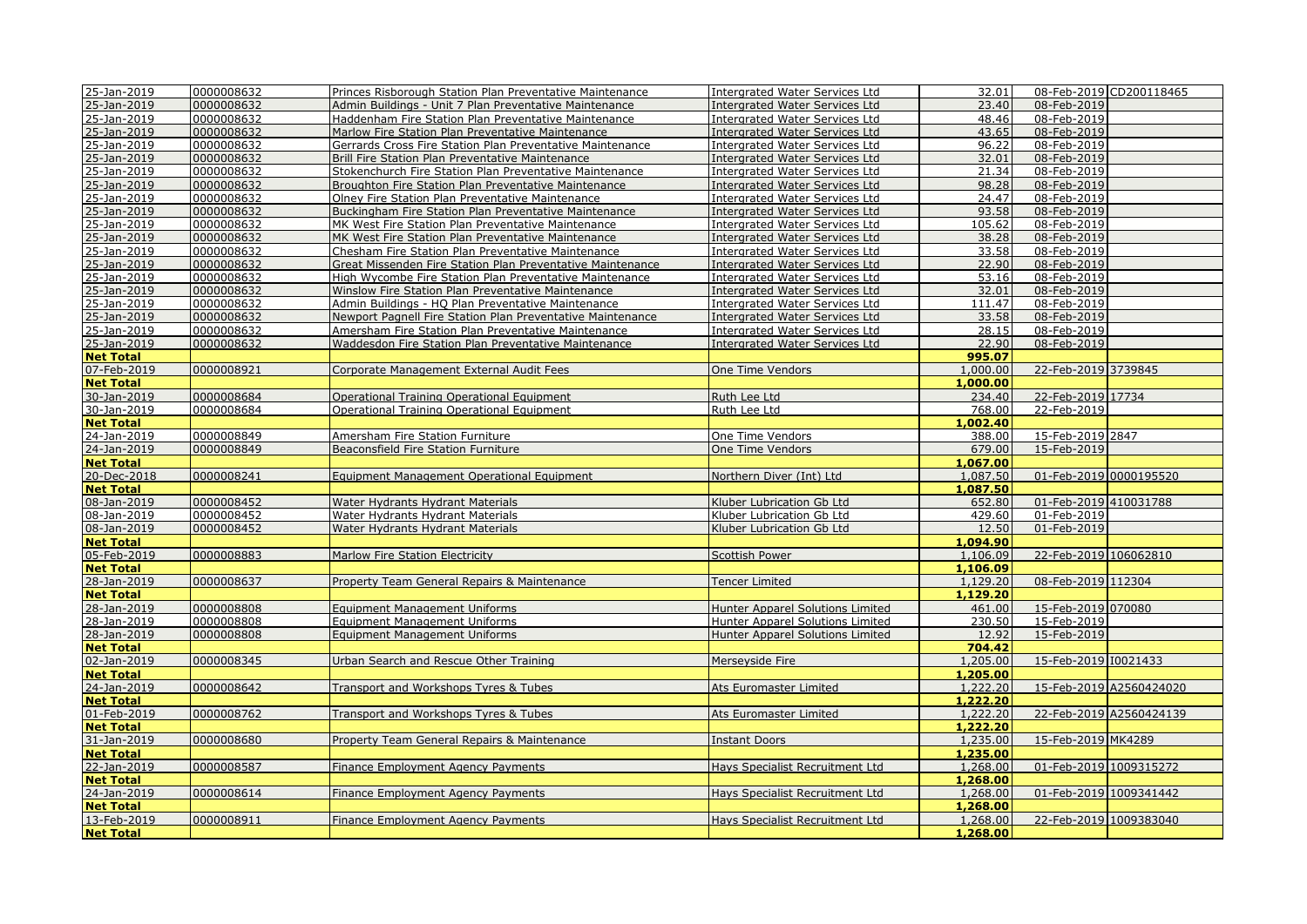| | | | | | | |
|---|---|---|---|---|---|---|
| 25-Jan-2019 | 0000008632 | Princes Risborough Station Plan Preventative Maintenance | Intergrated Water Services Ltd | 32.01 | 08-Feb-2019 | CD200118465 |
| 25-Jan-2019 | 0000008632 | Admin Buildings - Unit 7 Plan Preventative Maintenance | Intergrated Water Services Ltd | 23.40 | 08-Feb-2019 | |
| 25-Jan-2019 | 0000008632 | Haddenham Fire Station Plan Preventative Maintenance | Intergrated Water Services Ltd | 48.46 | 08-Feb-2019 | |
| 25-Jan-2019 | 0000008632 | Marlow Fire Station Plan Preventative Maintenance | Intergrated Water Services Ltd | 43.65 | 08-Feb-2019 | |
| 25-Jan-2019 | 0000008632 | Gerrards Cross Fire Station Plan Preventative Maintenance | Intergrated Water Services Ltd | 96.22 | 08-Feb-2019 | |
| 25-Jan-2019 | 0000008632 | Brill Fire Station Plan Preventative Maintenance | Intergrated Water Services Ltd | 32.01 | 08-Feb-2019 | |
| 25-Jan-2019 | 0000008632 | Stokenchurch Fire Station Plan Preventative Maintenance | Intergrated Water Services Ltd | 21.34 | 08-Feb-2019 | |
| 25-Jan-2019 | 0000008632 | Broughton Fire Station Plan Preventative Maintenance | Intergrated Water Services Ltd | 98.28 | 08-Feb-2019 | |
| 25-Jan-2019 | 0000008632 | Olney Fire Station Plan Preventative Maintenance | Intergrated Water Services Ltd | 24.47 | 08-Feb-2019 | |
| 25-Jan-2019 | 0000008632 | Buckingham Fire Station Plan Preventative Maintenance | Intergrated Water Services Ltd | 93.58 | 08-Feb-2019 | |
| 25-Jan-2019 | 0000008632 | MK West Fire Station Plan Preventative Maintenance | Intergrated Water Services Ltd | 105.62 | 08-Feb-2019 | |
| 25-Jan-2019 | 0000008632 | MK West Fire Station Plan Preventative Maintenance | Intergrated Water Services Ltd | 38.28 | 08-Feb-2019 | |
| 25-Jan-2019 | 0000008632 | Chesham Fire Station Plan Preventative Maintenance | Intergrated Water Services Ltd | 33.58 | 08-Feb-2019 | |
| 25-Jan-2019 | 0000008632 | Great Missenden Fire Station Plan Preventative Maintenance | Intergrated Water Services Ltd | 22.90 | 08-Feb-2019 | |
| 25-Jan-2019 | 0000008632 | High Wycombe Fire Station Plan Preventative Maintenance | Intergrated Water Services Ltd | 53.16 | 08-Feb-2019 | |
| 25-Jan-2019 | 0000008632 | Winslow Fire Station Plan Preventative Maintenance | Intergrated Water Services Ltd | 32.01 | 08-Feb-2019 | |
| 25-Jan-2019 | 0000008632 | Admin Buildings - HQ Plan Preventative Maintenance | Intergrated Water Services Ltd | 111.47 | 08-Feb-2019 | |
| 25-Jan-2019 | 0000008632 | Newport Pagnell Fire Station Plan Preventative Maintenance | Intergrated Water Services Ltd | 33.58 | 08-Feb-2019 | |
| 25-Jan-2019 | 0000008632 | Amersham Fire Station Plan Preventative Maintenance | Intergrated Water Services Ltd | 28.15 | 08-Feb-2019 | |
| 25-Jan-2019 | 0000008632 | Waddesdon Fire Station Plan Preventative Maintenance | Intergrated Water Services Ltd | 22.90 | 08-Feb-2019 | |
| **Net Total** | | | | **995.07** | | |
| 07-Feb-2019 | 0000008921 | Corporate Management External Audit Fees | One Time Vendors | 1,000.00 | 22-Feb-2019 | 3739845 |
| **Net Total** | | | | **1,000.00** | | |
| 30-Jan-2019 | 0000008684 | Operational Training Operational Equipment | Ruth Lee Ltd | 234.40 | 22-Feb-2019 | 17734 |
| 30-Jan-2019 | 0000008684 | Operational Training Operational Equipment | Ruth Lee Ltd | 768.00 | 22-Feb-2019 | |
| **Net Total** | | | | **1,002.40** | | |
| 24-Jan-2019 | 0000008849 | Amersham Fire Station Furniture | One Time Vendors | 388.00 | 15-Feb-2019 | 2847 |
| 24-Jan-2019 | 0000008849 | Beaconsfield Fire Station Furniture | One Time Vendors | 679.00 | 15-Feb-2019 | |
| **Net Total** | | | | **1,067.00** | | |
| 20-Dec-2018 | 0000008241 | Equipment Management Operational Equipment | Northern Diver (Int) Ltd | 1,087.50 | 01-Feb-2019 | 0000195520 |
| **Net Total** | | | | **1,087.50** | | |
| 08-Jan-2019 | 0000008452 | Water Hydrants Hydrant Materials | Kluber Lubrication Gb Ltd | 652.80 | 01-Feb-2019 | 410031788 |
| 08-Jan-2019 | 0000008452 | Water Hydrants Hydrant Materials | Kluber Lubrication Gb Ltd | 429.60 | 01-Feb-2019 | |
| 08-Jan-2019 | 0000008452 | Water Hydrants Hydrant Materials | Kluber Lubrication Gb Ltd | 12.50 | 01-Feb-2019 | |
| **Net Total** | | | | **1,094.90** | | |
| 05-Feb-2019 | 0000008883 | Marlow Fire Station Electricity | Scottish Power | 1,106.09 | 22-Feb-2019 | 106062810 |
| **Net Total** | | | | **1,106.09** | | |
| 28-Jan-2019 | 0000008637 | Property Team General Repairs & Maintenance | Tencer Limited | 1,129.20 | 08-Feb-2019 | 112304 |
| **Net Total** | | | | **1,129.20** | | |
| 28-Jan-2019 | 0000008808 | Equipment Management Uniforms | Hunter Apparel Solutions Limited | 461.00 | 15-Feb-2019 | 070080 |
| 28-Jan-2019 | 0000008808 | Equipment Management Uniforms | Hunter Apparel Solutions Limited | 230.50 | 15-Feb-2019 | |
| 28-Jan-2019 | 0000008808 | Equipment Management Uniforms | Hunter Apparel Solutions Limited | 12.92 | 15-Feb-2019 | |
| **Net Total** | | | | **704.42** | | |
| 02-Jan-2019 | 0000008345 | Urban Search and Rescue Other Training | Merseyside Fire | 1,205.00 | 15-Feb-2019 | I0021433 |
| **Net Total** | | | | **1,205.00** | | |
| 24-Jan-2019 | 0000008642 | Transport and Workshops Tyres & Tubes | Ats Euromaster Limited | 1,222.20 | 15-Feb-2019 | A2560424020 |
| **Net Total** | | | | **1,222.20** | | |
| 01-Feb-2019 | 0000008762 | Transport and Workshops Tyres & Tubes | Ats Euromaster Limited | 1,222.20 | 22-Feb-2019 | A2560424139 |
| **Net Total** | | | | **1,222.20** | | |
| 31-Jan-2019 | 0000008680 | Property Team General Repairs & Maintenance | Instant Doors | 1,235.00 | 15-Feb-2019 | MK4289 |
| **Net Total** | | | | **1,235.00** | | |
| 22-Jan-2019 | 0000008587 | Finance Employment Agency Payments | Hays Specialist Recruitment Ltd | 1,268.00 | 01-Feb-2019 | 1009315272 |
| **Net Total** | | | | **1,268.00** | | |
| 24-Jan-2019 | 0000008614 | Finance Employment Agency Payments | Hays Specialist Recruitment Ltd | 1,268.00 | 01-Feb-2019 | 1009341442 |
| **Net Total** | | | | **1,268.00** | | |
| 13-Feb-2019 | 0000008911 | Finance Employment Agency Payments | Hays Specialist Recruitment Ltd | 1,268.00 | 22-Feb-2019 | 1009383040 |
| **Net Total** | | | | **1,268.00** | | |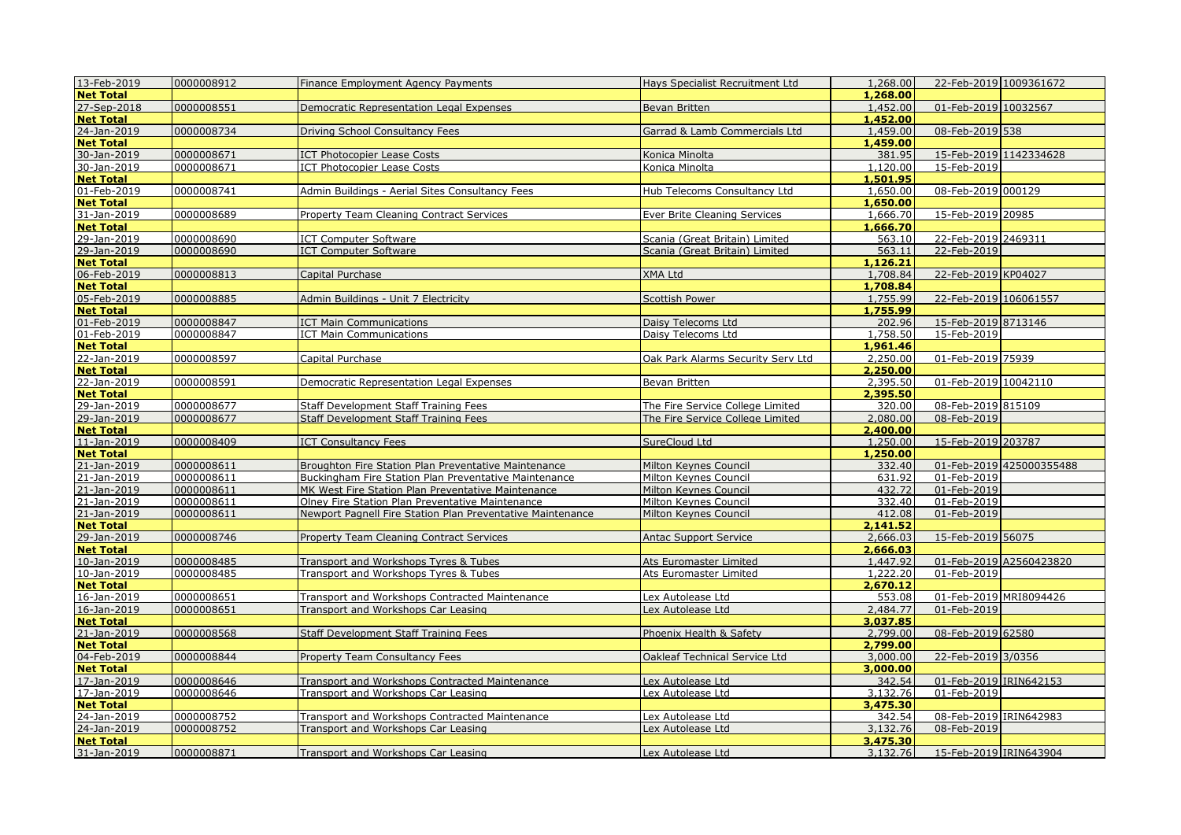| | | | | | | |
|---|---|---|---|---|---|---|
| 13-Feb-2019 | 0000008912 | Finance Employment Agency Payments | Hays Specialist Recruitment Ltd | 1,268.00 | 22-Feb-2019 | 1009361672 |
| **Net Total** | | | | **1,268.00** | | |
| 27-Sep-2018 | 0000008551 | Democratic Representation Legal Expenses | Bevan Britten | 1,452.00 | 01-Feb-2019 | 10032567 |
| **Net Total** | | | | **1,452.00** | | |
| 24-Jan-2019 | 0000008734 | Driving School Consultancy Fees | Garrad & Lamb Commercials Ltd | 1,459.00 | 08-Feb-2019 | 538 |
| **Net Total** | | | | **1,459.00** | | |
| 30-Jan-2019 | 0000008671 | ICT Photocopier Lease Costs | Konica Minolta | 381.95 | 15-Feb-2019 | 1142334628 |
| 30-Jan-2019 | 0000008671 | ICT Photocopier Lease Costs | Konica Minolta | 1,120.00 | 15-Feb-2019 | |
| **Net Total** | | | | **1,501.95** | | |
| 01-Feb-2019 | 0000008741 | Admin Buildings - Aerial Sites Consultancy Fees | Hub Telecoms Consultancy Ltd | 1,650.00 | 08-Feb-2019 | 000129 |
| **Net Total** | | | | **1,650.00** | | |
| 31-Jan-2019 | 0000008689 | Property Team Cleaning Contract Services | Ever Brite Cleaning Services | 1,666.70 | 15-Feb-2019 | 20985 |
| **Net Total** | | | | **1,666.70** | | |
| 29-Jan-2019 | 0000008690 | ICT Computer Software | Scania (Great Britain) Limited | 563.10 | 22-Feb-2019 | 2469311 |
| 29-Jan-2019 | 0000008690 | ICT Computer Software | Scania (Great Britain) Limited | 563.11 | 22-Feb-2019 | |
| **Net Total** | | | | **1,126.21** | | |
| 06-Feb-2019 | 0000008813 | Capital Purchase | XMA Ltd | 1,708.84 | 22-Feb-2019 | KP04027 |
| **Net Total** | | | | **1,708.84** | | |
| 05-Feb-2019 | 0000008885 | Admin Buildings - Unit 7 Electricity | Scottish Power | 1,755.99 | 22-Feb-2019 | 106061557 |
| **Net Total** | | | | **1,755.99** | | |
| 01-Feb-2019 | 0000008847 | ICT Main Communications | Daisy Telecoms Ltd | 202.96 | 15-Feb-2019 | 8713146 |
| 01-Feb-2019 | 0000008847 | ICT Main Communications | Daisy Telecoms Ltd | 1,758.50 | 15-Feb-2019 | |
| **Net Total** | | | | **1,961.46** | | |
| 22-Jan-2019 | 0000008597 | Capital Purchase | Oak Park Alarms Security Serv Ltd | 2,250.00 | 01-Feb-2019 | 75939 |
| **Net Total** | | | | **2,250.00** | | |
| 22-Jan-2019 | 0000008591 | Democratic Representation Legal Expenses | Bevan Britten | 2,395.50 | 01-Feb-2019 | 10042110 |
| **Net Total** | | | | **2,395.50** | | |
| 29-Jan-2019 | 0000008677 | Staff Development Staff Training Fees | The Fire Service College Limited | 320.00 | 08-Feb-2019 | 815109 |
| 29-Jan-2019 | 0000008677 | Staff Development Staff Training Fees | The Fire Service College Limited | 2,080.00 | 08-Feb-2019 | |
| **Net Total** | | | | **2,400.00** | | |
| 11-Jan-2019 | 0000008409 | ICT Consultancy Fees | SureCloud Ltd | 1,250.00 | 15-Feb-2019 | 203787 |
| **Net Total** | | | | **1,250.00** | | |
| 21-Jan-2019 | 0000008611 | Broughton Fire Station Plan Preventative Maintenance | Milton Keynes Council | 332.40 | 01-Feb-2019 | 425000355488 |
| 21-Jan-2019 | 0000008611 | Buckingham Fire Station Plan Preventative Maintenance | Milton Keynes Council | 631.92 | 01-Feb-2019 | |
| 21-Jan-2019 | 0000008611 | MK West Fire Station Plan Preventative Maintenance | Milton Keynes Council | 432.72 | 01-Feb-2019 | |
| 21-Jan-2019 | 0000008611 | Olney Fire Station Plan Preventative Maintenance | Milton Keynes Council | 332.40 | 01-Feb-2019 | |
| 21-Jan-2019 | 0000008611 | Newport Pagnell Fire Station Plan Preventative Maintenance | Milton Keynes Council | 412.08 | 01-Feb-2019 | |
| **Net Total** | | | | **2,141.52** | | |
| 29-Jan-2019 | 0000008746 | Property Team Cleaning Contract Services | Antac Support Service | 2,666.03 | 15-Feb-2019 | 56075 |
| **Net Total** | | | | **2,666.03** | | |
| 10-Jan-2019 | 0000008485 | Transport and Workshops Tyres & Tubes | Ats Euromaster Limited | 1,447.92 | 01-Feb-2019 | A2560423820 |
| 10-Jan-2019 | 0000008485 | Transport and Workshops Tyres & Tubes | Ats Euromaster Limited | 1,222.20 | 01-Feb-2019 | |
| **Net Total** | | | | **2,670.12** | | |
| 16-Jan-2019 | 0000008651 | Transport and Workshops Contracted Maintenance | Lex Autolease Ltd | 553.08 | 01-Feb-2019 | MRI8094426 |
| 16-Jan-2019 | 0000008651 | Transport and Workshops Car Leasing | Lex Autolease Ltd | 2,484.77 | 01-Feb-2019 | |
| **Net Total** | | | | **3,037.85** | | |
| 21-Jan-2019 | 0000008568 | Staff Development Staff Training Fees | Phoenix Health & Safety | 2,799.00 | 08-Feb-2019 | 62580 |
| **Net Total** | | | | **2,799.00** | | |
| 04-Feb-2019 | 0000008844 | Property Team Consultancy Fees | Oakleaf Technical Service Ltd | 3,000.00 | 22-Feb-2019 | 3/0356 |
| **Net Total** | | | | **3,000.00** | | |
| 17-Jan-2019 | 0000008646 | Transport and Workshops Contracted Maintenance | Lex Autolease Ltd | 342.54 | 01-Feb-2019 | IRIN642153 |
| 17-Jan-2019 | 0000008646 | Transport and Workshops Car Leasing | Lex Autolease Ltd | 3,132.76 | 01-Feb-2019 | |
| **Net Total** | | | | **3,475.30** | | |
| 24-Jan-2019 | 0000008752 | Transport and Workshops Contracted Maintenance | Lex Autolease Ltd | 342.54 | 08-Feb-2019 | IRIN642983 |
| 24-Jan-2019 | 0000008752 | Transport and Workshops Car Leasing | Lex Autolease Ltd | 3,132.76 | 08-Feb-2019 | |
| **Net Total** | | | | **3,475.30** | | |
| 31-Jan-2019 | 0000008871 | Transport and Workshops Car Leasing | Lex Autolease Ltd | 3,132.76 | 15-Feb-2019 | IRIN643904 |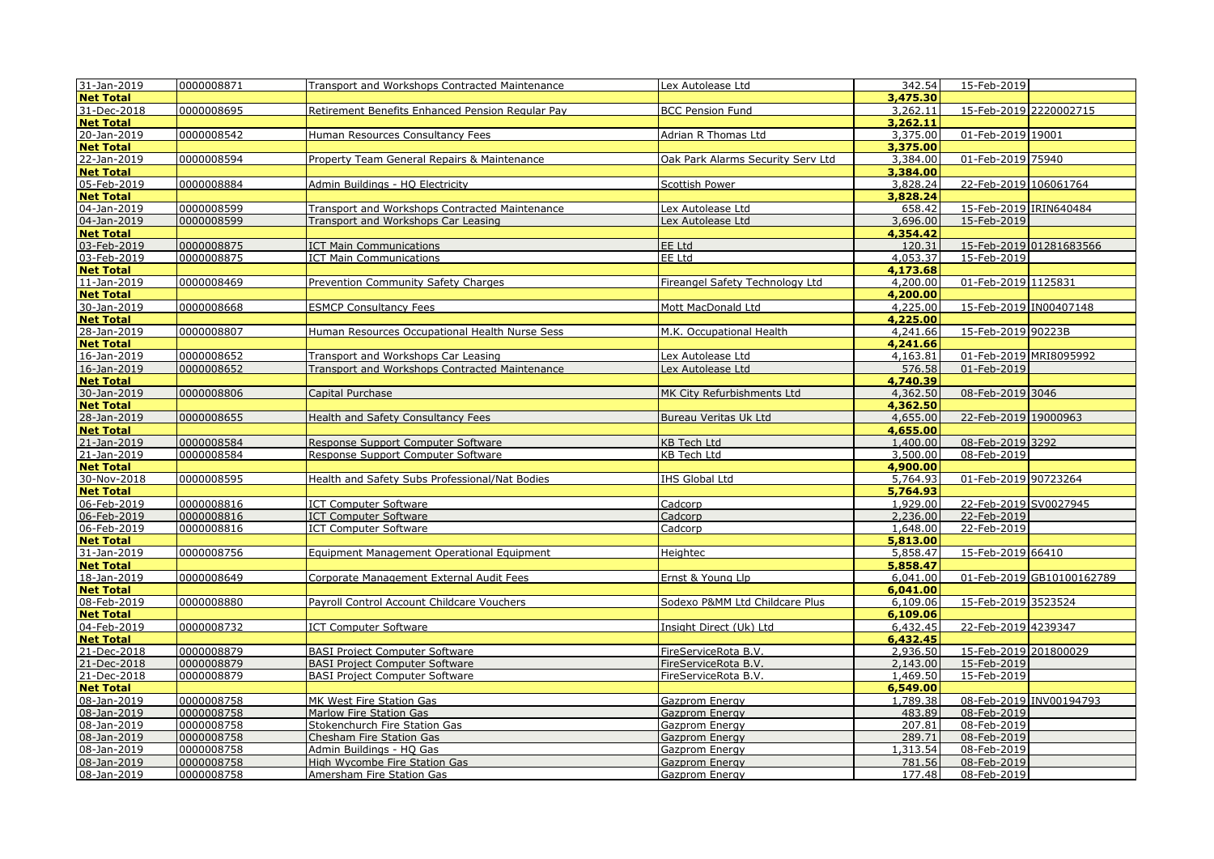| | | | | | | |
|---|---|---|---|---|---|---|
| 31-Jan-2019 | 0000008871 | Transport and Workshops Contracted Maintenance | Lex Autolease Ltd | 342.54 | 15-Feb-2019 | |
| **Net Total** | | | | **3,475.30** | | |
| 31-Dec-2018 | 0000008695 | Retirement Benefits Enhanced Pension Regular Pay | BCC Pension Fund | 3,262.11 | 15-Feb-2019 | 2220002715 |
| **Net Total** | | | | **3,262.11** | | |
| 20-Jan-2019 | 0000008542 | Human Resources Consultancy Fees | Adrian R Thomas Ltd | 3,375.00 | 01-Feb-2019 | 19001 |
| **Net Total** | | | | **3,375.00** | | |
| 22-Jan-2019 | 0000008594 | Property Team General Repairs & Maintenance | Oak Park Alarms Security Serv Ltd | 3,384.00 | 01-Feb-2019 | 75940 |
| **Net Total** | | | | **3,384.00** | | |
| 05-Feb-2019 | 0000008884 | Admin Buildings - HQ Electricity | Scottish Power | 3,828.24 | 22-Feb-2019 | 106061764 |
| **Net Total** | | | | **3,828.24** | | |
| 04-Jan-2019 | 0000008599 | Transport and Workshops Contracted Maintenance | Lex Autolease Ltd | 658.42 | 15-Feb-2019 | IRIN640484 |
| 04-Jan-2019 | 0000008599 | Transport and Workshops Car Leasing | Lex Autolease Ltd | 3,696.00 | 15-Feb-2019 | |
| **Net Total** | | | | **4,354.42** | | |
| 03-Feb-2019 | 0000008875 | ICT Main Communications | EE Ltd | 120.31 | 15-Feb-2019 | 01281683566 |
| 03-Feb-2019 | 0000008875 | ICT Main Communications | EE Ltd | 4,053.37 | 15-Feb-2019 | |
| **Net Total** | | | | **4,173.68** | | |
| 11-Jan-2019 | 0000008469 | Prevention Community Safety Charges | Fireangel Safety Technology Ltd | 4,200.00 | 01-Feb-2019 | 1125831 |
| **Net Total** | | | | **4,200.00** | | |
| 30-Jan-2019 | 0000008668 | ESMCP Consultancy Fees | Mott MacDonald Ltd | 4,225.00 | 15-Feb-2019 | IN00407148 |
| **Net Total** | | | | **4,225.00** | | |
| 28-Jan-2019 | 0000008807 | Human Resources Occupational Health Nurse Sess | M.K. Occupational Health | 4,241.66 | 15-Feb-2019 | 90223B |
| **Net Total** | | | | **4,241.66** | | |
| 16-Jan-2019 | 0000008652 | Transport and Workshops Car Leasing | Lex Autolease Ltd | 4,163.81 | 01-Feb-2019 | MRI8095992 |
| 16-Jan-2019 | 0000008652 | Transport and Workshops Contracted Maintenance | Lex Autolease Ltd | 576.58 | 01-Feb-2019 | |
| **Net Total** | | | | **4,740.39** | | |
| 30-Jan-2019 | 0000008806 | Capital Purchase | MK City Refurbishments Ltd | 4,362.50 | 08-Feb-2019 | 3046 |
| **Net Total** | | | | **4,362.50** | | |
| 28-Jan-2019 | 0000008655 | Health and Safety Consultancy Fees | Bureau Veritas Uk Ltd | 4,655.00 | 22-Feb-2019 | 19000963 |
| **Net Total** | | | | **4,655.00** | | |
| 21-Jan-2019 | 0000008584 | Response Support Computer Software | KB Tech Ltd | 1,400.00 | 08-Feb-2019 | 3292 |
| 21-Jan-2019 | 0000008584 | Response Support Computer Software | KB Tech Ltd | 3,500.00 | 08-Feb-2019 | |
| **Net Total** | | | | **4,900.00** | | |
| 30-Nov-2018 | 0000008595 | Health and Safety Subs Professional/Nat Bodies | IHS Global Ltd | 5,764.93 | 01-Feb-2019 | 90723264 |
| **Net Total** | | | | **5,764.93** | | |
| 06-Feb-2019 | 0000008816 | ICT Computer Software | Cadcorp | 1,929.00 | 22-Feb-2019 | SV0027945 |
| 06-Feb-2019 | 0000008816 | ICT Computer Software | Cadcorp | 2,236.00 | 22-Feb-2019 | |
| 06-Feb-2019 | 0000008816 | ICT Computer Software | Cadcorp | 1,648.00 | 22-Feb-2019 | |
| **Net Total** | | | | **5,813.00** | | |
| 31-Jan-2019 | 0000008756 | Equipment Management Operational Equipment | Heightec | 5,858.47 | 15-Feb-2019 | 66410 |
| **Net Total** | | | | **5,858.47** | | |
| 18-Jan-2019 | 0000008649 | Corporate Management External Audit Fees | Ernst & Young Llp | 6,041.00 | 01-Feb-2019 | GB10100162789 |
| **Net Total** | | | | **6,041.00** | | |
| 08-Feb-2019 | 0000008880 | Payroll Control Account Childcare Vouchers | Sodexo P&MM Ltd Childcare Plus | 6,109.06 | 15-Feb-2019 | 3523524 |
| **Net Total** | | | | **6,109.06** | | |
| 04-Feb-2019 | 0000008732 | ICT Computer Software | Insight Direct (Uk) Ltd | 6,432.45 | 22-Feb-2019 | 4239347 |
| **Net Total** | | | | **6,432.45** | | |
| 21-Dec-2018 | 0000008879 | BASI Project Computer Software | FireServiceRota B.V. | 2,936.50 | 15-Feb-2019 | 201800029 |
| 21-Dec-2018 | 0000008879 | BASI Project Computer Software | FireServiceRota B.V. | 2,143.00 | 15-Feb-2019 | |
| 21-Dec-2018 | 0000008879 | BASI Project Computer Software | FireServiceRota B.V. | 1,469.50 | 15-Feb-2019 | |
| **Net Total** | | | | **6,549.00** | | |
| 08-Jan-2019 | 0000008758 | MK West Fire Station Gas | Gazprom Energy | 1,789.38 | 08-Feb-2019 | INV00194793 |
| 08-Jan-2019 | 0000008758 | Marlow Fire Station Gas | Gazprom Energy | 483.89 | 08-Feb-2019 | |
| 08-Jan-2019 | 0000008758 | Stokenchurch Fire Station Gas | Gazprom Energy | 207.81 | 08-Feb-2019 | |
| 08-Jan-2019 | 0000008758 | Chesham Fire Station Gas | Gazprom Energy | 289.71 | 08-Feb-2019 | |
| 08-Jan-2019 | 0000008758 | Admin Buildings - HQ Gas | Gazprom Energy | 1,313.54 | 08-Feb-2019 | |
| 08-Jan-2019 | 0000008758 | High Wycombe Fire Station Gas | Gazprom Energy | 781.56 | 08-Feb-2019 | |
| 08-Jan-2019 | 0000008758 | Amersham Fire Station Gas | Gazprom Energy | 177.48 | 08-Feb-2019 | |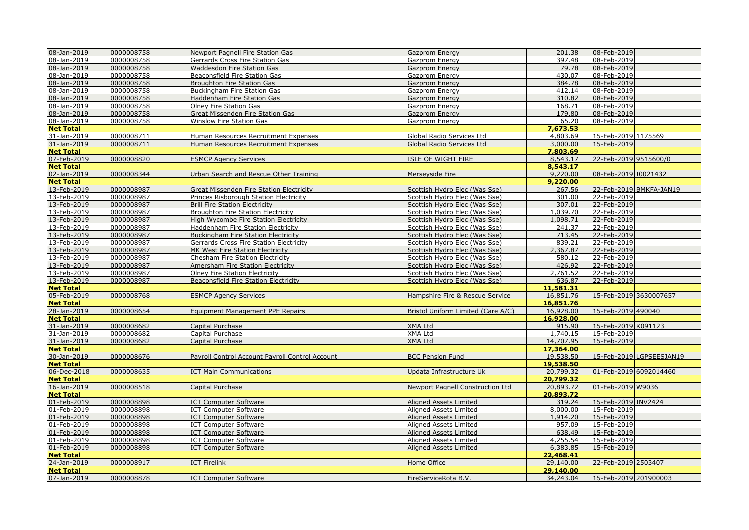| | | | | | | |
|---|---|---|---|---|---|---|
| 08-Jan-2019 | 0000008758 | Newport Pagnell Fire Station Gas | Gazprom Energy | 201.38 | 08-Feb-2019 | |
| 08-Jan-2019 | 0000008758 | Gerrards Cross Fire Station Gas | Gazprom Energy | 397.48 | 08-Feb-2019 | |
| 08-Jan-2019 | 0000008758 | Waddesdon Fire Station Gas | Gazprom Energy | 79.78 | 08-Feb-2019 | |
| 08-Jan-2019 | 0000008758 | Beaconsfield Fire Station Gas | Gazprom Energy | 430.07 | 08-Feb-2019 | |
| 08-Jan-2019 | 0000008758 | Broughton Fire Station Gas | Gazprom Energy | 384.78 | 08-Feb-2019 | |
| 08-Jan-2019 | 0000008758 | Buckingham Fire Station Gas | Gazprom Energy | 412.14 | 08-Feb-2019 | |
| 08-Jan-2019 | 0000008758 | Haddenham Fire Station Gas | Gazprom Energy | 310.82 | 08-Feb-2019 | |
| 08-Jan-2019 | 0000008758 | Olney Fire Station Gas | Gazprom Energy | 168.71 | 08-Feb-2019 | |
| 08-Jan-2019 | 0000008758 | Great Missenden Fire Station Gas | Gazprom Energy | 179.80 | 08-Feb-2019 | |
| 08-Jan-2019 | 0000008758 | Winslow Fire Station Gas | Gazprom Energy | 65.20 | 08-Feb-2019 | |
| **Net Total** | | | | **7,673.53** | | |
| 31-Jan-2019 | 0000008711 | Human Resources Recruitment Expenses | Global Radio Services Ltd | 4,803.69 | 15-Feb-2019 | 1175569 |
| 31-Jan-2019 | 0000008711 | Human Resources Recruitment Expenses | Global Radio Services Ltd | 3,000.00 | 15-Feb-2019 | |
| **Net Total** | | | | **7,803.69** | | |
| 07-Feb-2019 | 0000008820 | ESMCP Agency Services | ISLE OF WIGHT FIRE | 8,543.17 | 22-Feb-2019 | 9515600/0 |
| **Net Total** | | | | **8,543.17** | | |
| 02-Jan-2019 | 0000008344 | Urban Search and Rescue Other Training | Merseyside Fire | 9,220.00 | 08-Feb-2019 | I0021432 |
| **Net Total** | | | | **9,220.00** | | |
| 13-Feb-2019 | 0000008987 | Great Missenden Fire Station Electricity | Scottish Hydro Elec (Was Sse) | 267.56 | 22-Feb-2019 | BMKFA-JAN19 |
| 13-Feb-2019 | 0000008987 | Princes Risborough Station Electricity | Scottish Hydro Elec (Was Sse) | 301.00 | 22-Feb-2019 | |
| 13-Feb-2019 | 0000008987 | Brill Fire Station Electricity | Scottish Hydro Elec (Was Sse) | 307.01 | 22-Feb-2019 | |
| 13-Feb-2019 | 0000008987 | Broughton Fire Station Electricity | Scottish Hydro Elec (Was Sse) | 1,039.70 | 22-Feb-2019 | |
| 13-Feb-2019 | 0000008987 | High Wycombe Fire Station Electricity | Scottish Hydro Elec (Was Sse) | 1,098.71 | 22-Feb-2019 | |
| 13-Feb-2019 | 0000008987 | Haddenham Fire Station Electricity | Scottish Hydro Elec (Was Sse) | 241.37 | 22-Feb-2019 | |
| 13-Feb-2019 | 0000008987 | Buckingham Fire Station Electricity | Scottish Hydro Elec (Was Sse) | 713.45 | 22-Feb-2019 | |
| 13-Feb-2019 | 0000008987 | Gerrards Cross Fire Station Electricity | Scottish Hydro Elec (Was Sse) | 839.21 | 22-Feb-2019 | |
| 13-Feb-2019 | 0000008987 | MK West Fire Station Electricity | Scottish Hydro Elec (Was Sse) | 2,367.87 | 22-Feb-2019 | |
| 13-Feb-2019 | 0000008987 | Chesham Fire Station Electricity | Scottish Hydro Elec (Was Sse) | 580.12 | 22-Feb-2019 | |
| 13-Feb-2019 | 0000008987 | Amersham Fire Station Electricity | Scottish Hydro Elec (Was Sse) | 426.92 | 22-Feb-2019 | |
| 13-Feb-2019 | 0000008987 | Olney Fire Station Electricity | Scottish Hydro Elec (Was Sse) | 2,761.52 | 22-Feb-2019 | |
| 13-Feb-2019 | 0000008987 | Beaconsfield Fire Station Electricity | Scottish Hydro Elec (Was Sse) | 636.87 | 22-Feb-2019 | |
| **Net Total** | | | | **11,581.31** | | |
| 05-Feb-2019 | 0000008768 | ESMCP Agency Services | Hampshire Fire & Rescue Service | 16,851.76 | 15-Feb-2019 | 3630007657 |
| **Net Total** | | | | **16,851.76** | | |
| 28-Jan-2019 | 0000008654 | Equipment Management PPE Repairs | Bristol Uniform Limited (Care A/C) | 16,928.00 | 15-Feb-2019 | 490040 |
| **Net Total** | | | | **16,928.00** | | |
| 31-Jan-2019 | 0000008682 | Capital Purchase | XMA Ltd | 915.90 | 15-Feb-2019 | K091123 |
| 31-Jan-2019 | 0000008682 | Capital Purchase | XMA Ltd | 1,740.15 | 15-Feb-2019 | |
| 31-Jan-2019 | 0000008682 | Capital Purchase | XMA Ltd | 14,707.95 | 15-Feb-2019 | |
| **Net Total** | | | | **17,364.00** | | |
| 30-Jan-2019 | 0000008676 | Payroll Control Account Payroll Control Account | BCC Pension Fund | 19,538.50 | 15-Feb-2019 | LGPSEESJAN19 |
| **Net Total** | | | | **19,538.50** | | |
| 06-Dec-2018 | 0000008635 | ICT Main Communications | Updata Infrastructure Uk | 20,799.32 | 01-Feb-2019 | 6092014460 |
| **Net Total** | | | | **20,799.32** | | |
| 16-Jan-2019 | 0000008518 | Capital Purchase | Newport Pagnell Construction Ltd | 20,893.72 | 01-Feb-2019 | W9036 |
| **Net Total** | | | | **20,893.72** | | |
| 01-Feb-2019 | 0000008898 | ICT Computer Software | Aligned Assets Limited | 319.24 | 15-Feb-2019 | INV2424 |
| 01-Feb-2019 | 0000008898 | ICT Computer Software | Aligned Assets Limited | 8,000.00 | 15-Feb-2019 | |
| 01-Feb-2019 | 0000008898 | ICT Computer Software | Aligned Assets Limited | 1,914.20 | 15-Feb-2019 | |
| 01-Feb-2019 | 0000008898 | ICT Computer Software | Aligned Assets Limited | 957.09 | 15-Feb-2019 | |
| 01-Feb-2019 | 0000008898 | ICT Computer Software | Aligned Assets Limited | 638.49 | 15-Feb-2019 | |
| 01-Feb-2019 | 0000008898 | ICT Computer Software | Aligned Assets Limited | 4,255.54 | 15-Feb-2019 | |
| 01-Feb-2019 | 0000008898 | ICT Computer Software | Aligned Assets Limited | 6,383.85 | 15-Feb-2019 | |
| **Net Total** | | | | **22,468.41** | | |
| 24-Jan-2019 | 0000008917 | ICT Firelink | Home Office | 29,140.00 | 22-Feb-2019 | 2503407 |
| **Net Total** | | | | **29,140.00** | | |
| 07-Jan-2019 | 0000008878 | ICT Computer Software | FireServiceRota B.V. | 34,243.04 | 15-Feb-2019 | 201900003 |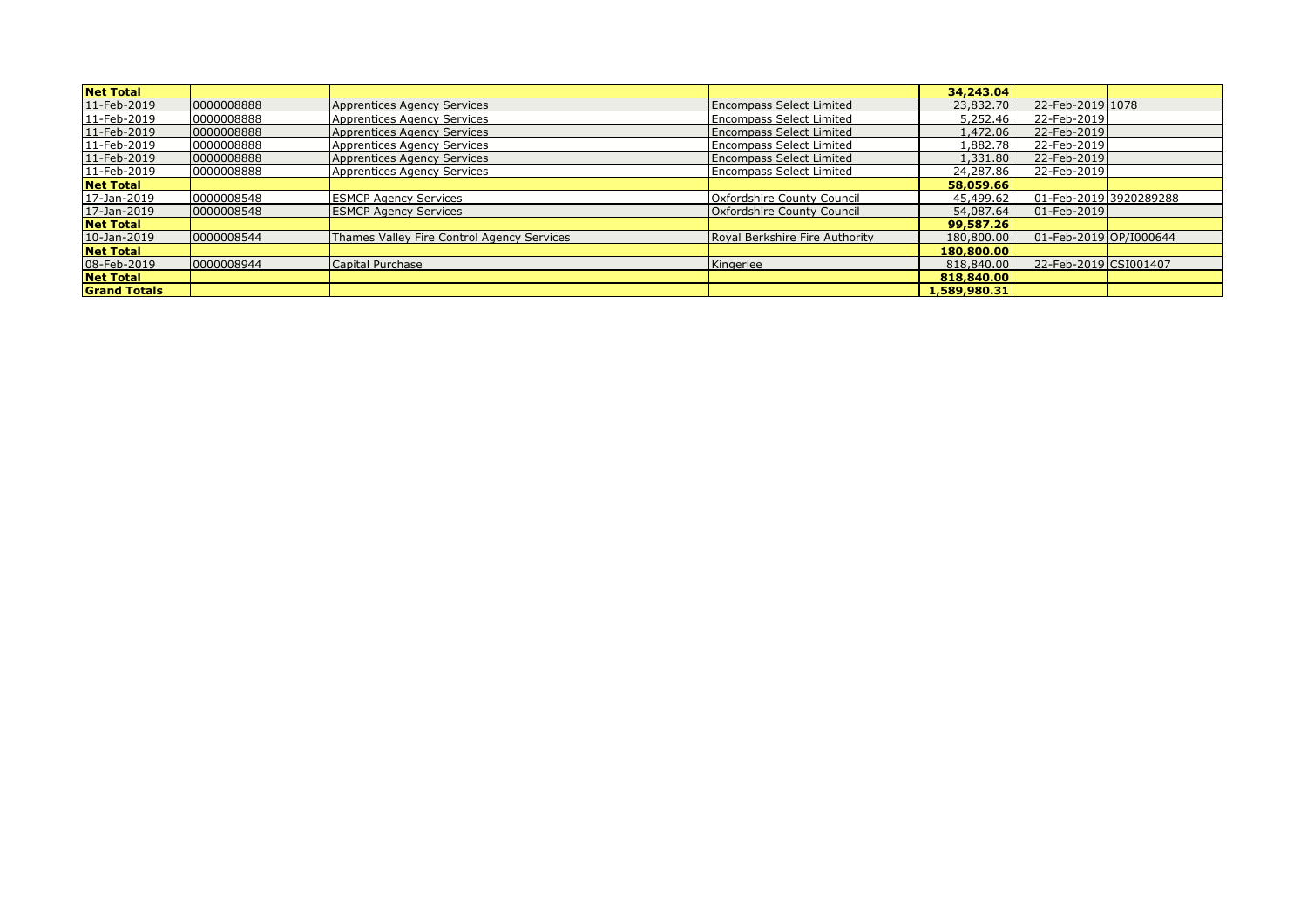| | | | | | | |
|---|---|---|---|---|---|---|
| **Net Total** | | | | **34,243.04** | | |
| 11-Feb-2019 | 0000008888 | Apprentices Agency Services | Encompass Select Limited | 23,832.70 | 22-Feb-2019 | 1078 |
| 11-Feb-2019 | 0000008888 | Apprentices Agency Services | Encompass Select Limited | 5,252.46 | 22-Feb-2019 | |
| 11-Feb-2019 | 0000008888 | Apprentices Agency Services | Encompass Select Limited | 1,472.06 | 22-Feb-2019 | |
| 11-Feb-2019 | 0000008888 | Apprentices Agency Services | Encompass Select Limited | 1,882.78 | 22-Feb-2019 | |
| 11-Feb-2019 | 0000008888 | Apprentices Agency Services | Encompass Select Limited | 1,331.80 | 22-Feb-2019 | |
| 11-Feb-2019 | 0000008888 | Apprentices Agency Services | Encompass Select Limited | 24,287.86 | 22-Feb-2019 | |
| **Net Total** | | | | **58,059.66** | | |
| 17-Jan-2019 | 0000008548 | ESMCP Agency Services | Oxfordshire County Council | 45,499.62 | 01-Feb-2019 | 3920289288 |
| 17-Jan-2019 | 0000008548 | ESMCP Agency Services | Oxfordshire County Council | 54,087.64 | 01-Feb-2019 | |
| **Net Total** | | | | **99,587.26** | | |
| 10-Jan-2019 | 0000008544 | Thames Valley Fire Control Agency Services | Royal Berkshire Fire Authority | 180,800.00 | 01-Feb-2019 | OP/I000644 |
| **Net Total** | | | | **180,800.00** | | |
| 08-Feb-2019 | 0000008944 | Capital Purchase | Kingerlee | 818,840.00 | 22-Feb-2019 | CSI001407 |
| **Net Total** | | | | **818,840.00** | | |
| **Grand Totals** | | | | **1,589,980.31** | | |